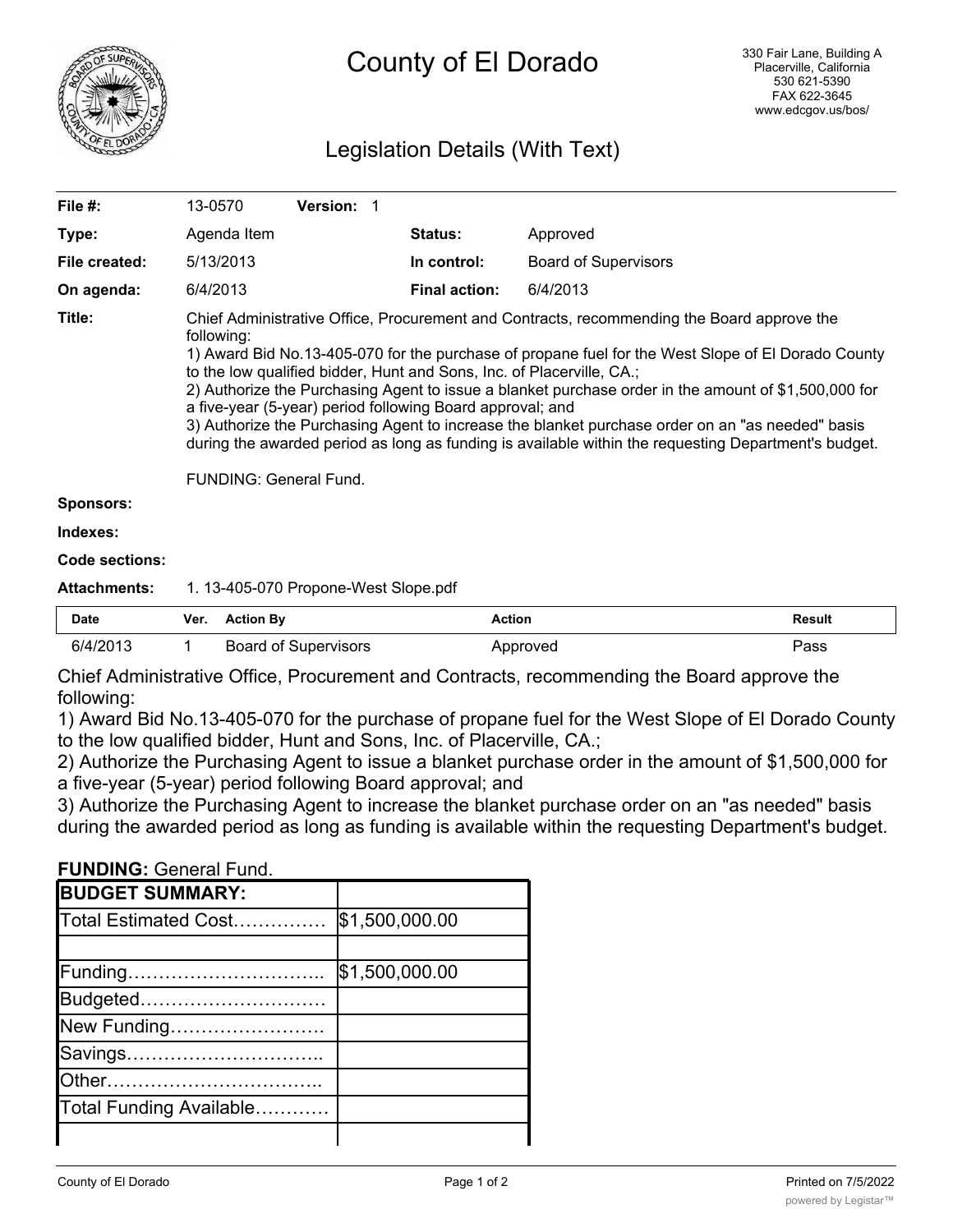# County of El Dorado

330 Fair Lane, Building A
Placerville, California
530 621-5390
FAX 622-3645
www.edcgov.us/bos/

## Legislation Details (With Text)

| | | | | |
|---|---|---|---|---|
| **File #:** | 13-0570 | **Version:** 1 | | |
| **Type:** | Agenda Item | | **Status:** | Approved |
| **File created:** | 5/13/2013 | | **In control:** | Board of Supervisors |
| **On agenda:** | 6/4/2013 | | **Final action:** | 6/4/2013 |

**Title:** Chief Administrative Office, Procurement and Contracts, recommending the Board approve the following:
1) Award Bid No.13-405-070 for the purchase of propane fuel for the West Slope of El Dorado County to the low qualified bidder, Hunt and Sons, Inc. of Placerville, CA.;
2) Authorize the Purchasing Agent to issue a blanket purchase order in the amount of $1,500,000 for a five-year (5-year) period following Board approval; and
3) Authorize the Purchasing Agent to increase the blanket purchase order on an "as needed" basis during the awarded period as long as funding is available within the requesting Department's budget.

FUNDING: General Fund.

**Sponsors:**

**Indexes:**

**Code sections:**

**Attachments:** 1. 13-405-070 Propone-West Slope.pdf

| Date | Ver. | Action By | Action | Result |
|---|---|---|---|---|
| 6/4/2013 | 1 | Board of Supervisors | Approved | Pass |

Chief Administrative Office, Procurement and Contracts, recommending the Board approve the following:

1) Award Bid No.13-405-070 for the purchase of propane fuel for the West Slope of El Dorado County to the low qualified bidder, Hunt and Sons, Inc. of Placerville, CA.;

2) Authorize the Purchasing Agent to issue a blanket purchase order in the amount of $1,500,000 for a five-year (5-year) period following Board approval; and

3) Authorize the Purchasing Agent to increase the blanket purchase order on an "as needed" basis during the awarded period as long as funding is available within the requesting Department's budget.

**FUNDING:** General Fund.

| **BUDGET SUMMARY:** | |
|---|---|
| Total Estimated Cost…………… | $1,500,000.00 |
| | |
| Funding………………………….. | $1,500,000.00 |
| Budgeted………………………… | |
| New Funding……………………. | |
| Savings………………………….. | |
| Other…………………………….. | |
| Total Funding Available………… | |
| | |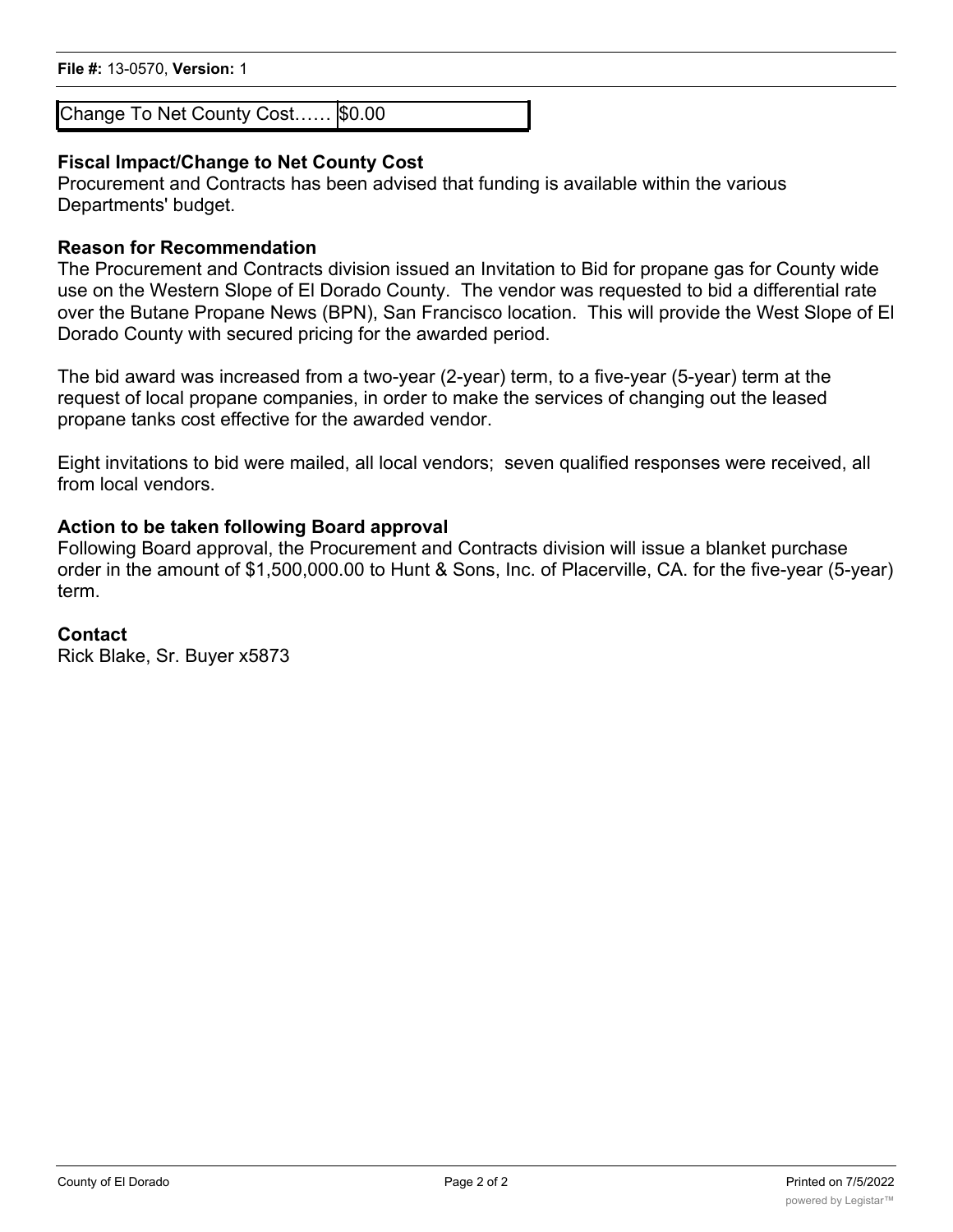| | |
|---|---|
| Change To Net County Cost…… | $0.00 |

**Fiscal Impact/Change to Net County Cost**
Procurement and Contracts has been advised that funding is available within the various Departments' budget.

**Reason for Recommendation**
The Procurement and Contracts division issued an Invitation to Bid for propane gas for County wide use on the Western Slope of El Dorado County. The vendor was requested to bid a differential rate over the Butane Propane News (BPN), San Francisco location. This will provide the West Slope of El Dorado County with secured pricing for the awarded period.

The bid award was increased from a two-year (2-year) term, to a five-year (5-year) term at the request of local propane companies, in order to make the services of changing out the leased propane tanks cost effective for the awarded vendor.

Eight invitations to bid were mailed, all local vendors; seven qualified responses were received, all from local vendors.

**Action to be taken following Board approval**
Following Board approval, the Procurement and Contracts division will issue a blanket purchase order in the amount of $1,500,000.00 to Hunt & Sons, Inc. of Placerville, CA. for the five-year (5-year) term.

**Contact**
Rick Blake, Sr. Buyer x5873